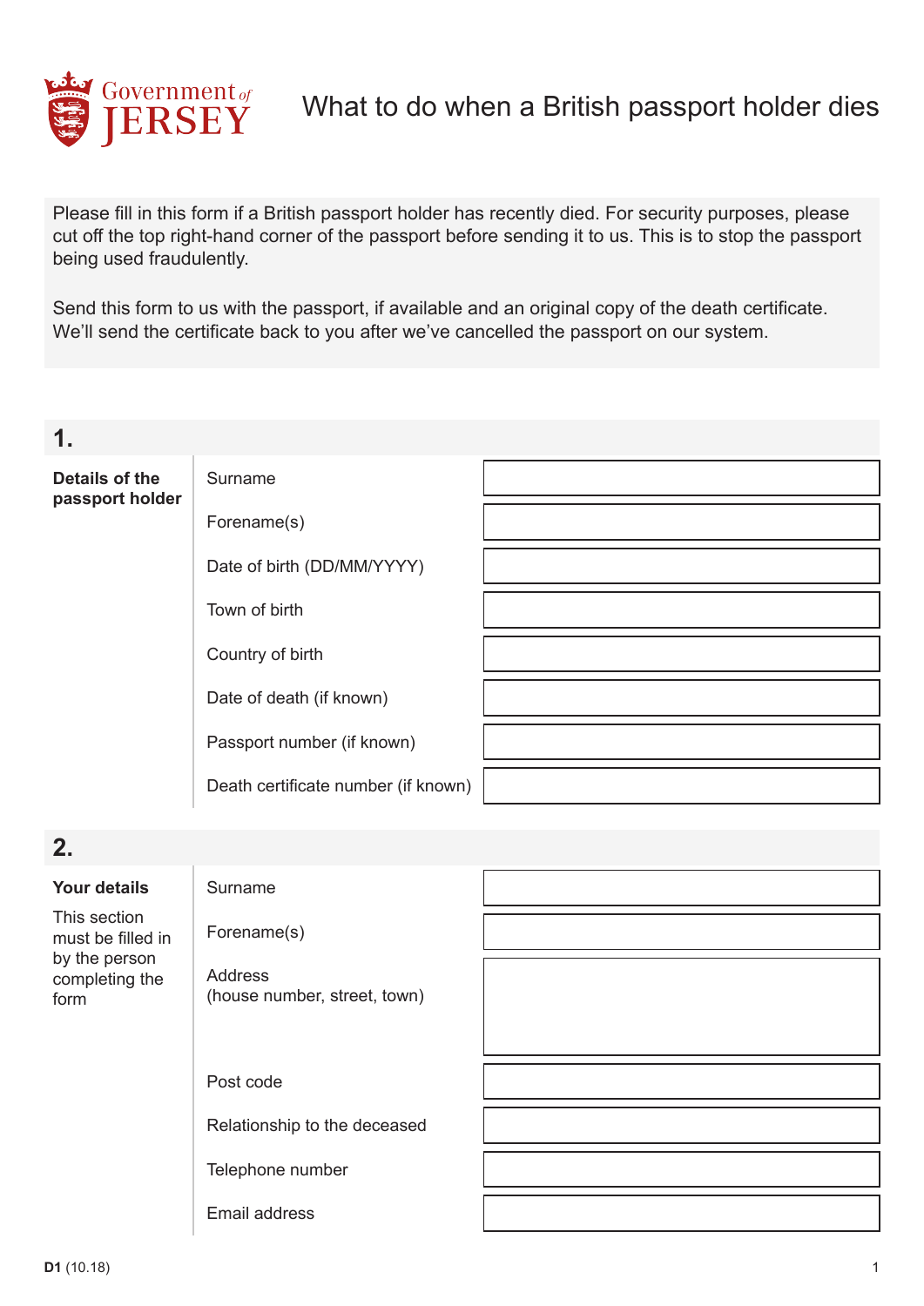Government of JERSEY

# What to do when a British passport holder dies

Please fill in this form if a British passport holder has recently died. For security purposes, please cut off the top right-hand corner of the passport before sending it to us. This is to stop the passport being used fraudulently.

Send this form to us with the passport, if available and an original copy of the death certificate. We'll send the certificate back to you after we've cancelled the passport on our system.

## 1.

**Details of the passport holder**

| Field | |
|---|---|
| Surname | |
| Forename(s) | |
| Date of birth (DD/MM/YYYY) | |
| Town of birth | |
| Country of birth | |
| Date of death (if known) | |
| Passport number (if known) | |
| Death certificate number (if known) | |

## 2.

**Your details**

This section must be filled in by the person completing the form

| Field | |
|---|---|
| Surname | |
| Forename(s) | |
| Address (house number, street, town) | |
| Post code | |
| Relationship to the deceased | |
| Telephone number | |
| Email address | |

**D1** (10.18)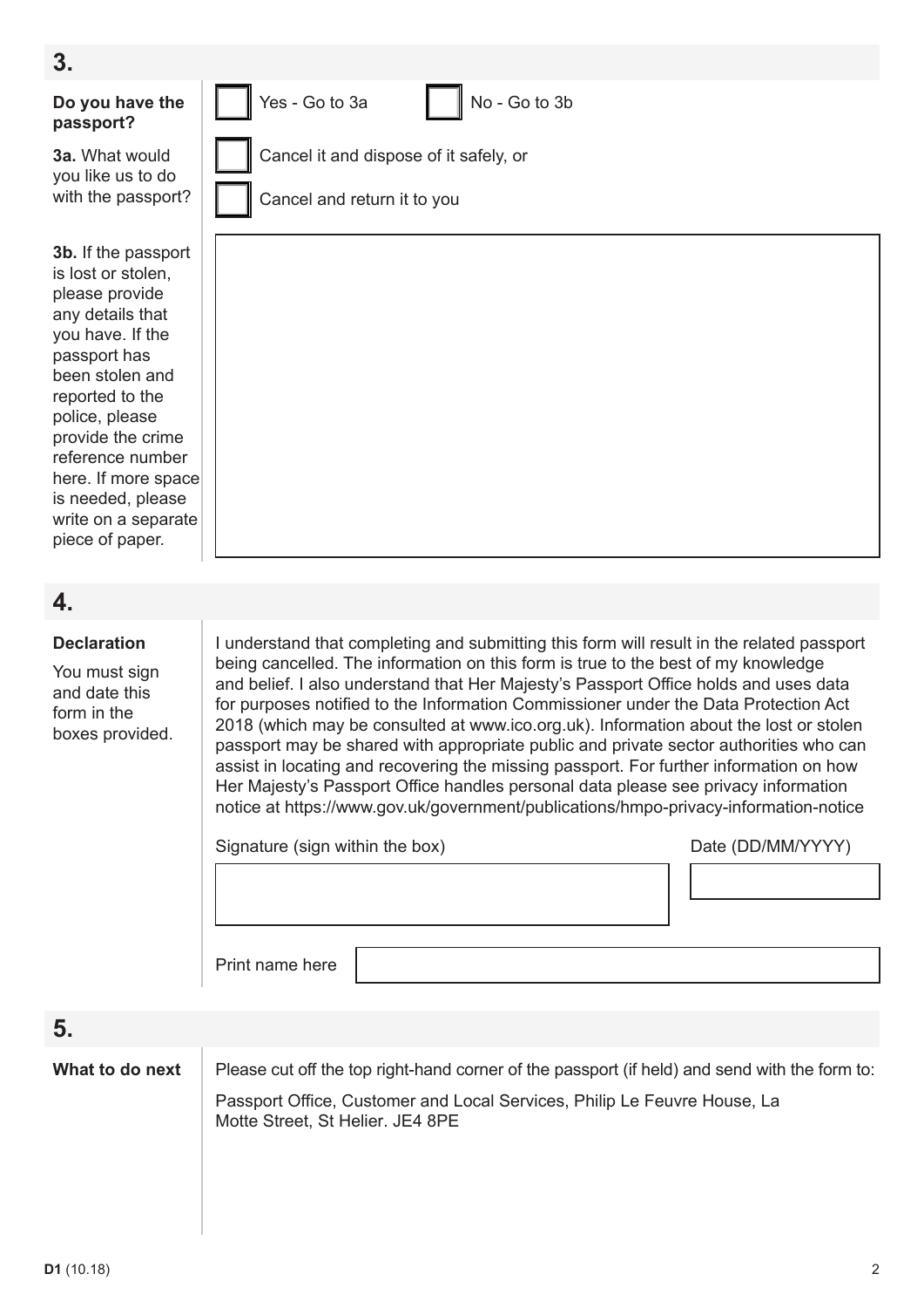## 3.

**Do you have the passport?**

☐ Yes - Go to 3a ☐ No - Go to 3b

**3a.** What would you like us to do with the passport?

☐ Cancel it and dispose of it safely, or

☐ Cancel and return it to you

**3b.** If the passport is lost or stolen, please provide any details that you have. If the passport has been stolen and reported to the police, please provide the crime reference number here. If more space is needed, please write on a separate piece of paper.

## 4.

**Declaration**

You must sign and date this form in the boxes provided.

I understand that completing and submitting this form will result in the related passport being cancelled. The information on this form is true to the best of my knowledge and belief. I also understand that Her Majesty's Passport Office holds and uses data for purposes notified to the Information Commissioner under the Data Protection Act 2018 (which may be consulted at www.ico.org.uk). Information about the lost or stolen passport may be shared with appropriate public and private sector authorities who can assist in locating and recovering the missing passport. For further information on how Her Majesty's Passport Office handles personal data please see privacy information notice at https://www.gov.uk/government/publications/hmpo-privacy-information-notice

Signature (sign within the box)

Date (DD/MM/YYYY)

Print name here

## 5.

**What to do next**

Please cut off the top right-hand corner of the passport (if held) and send with the form to:

Passport Office, Customer and Local Services, Philip Le Feuvre House, La Motte Street, St Helier. JE4 8PE

**D1** (10.18)